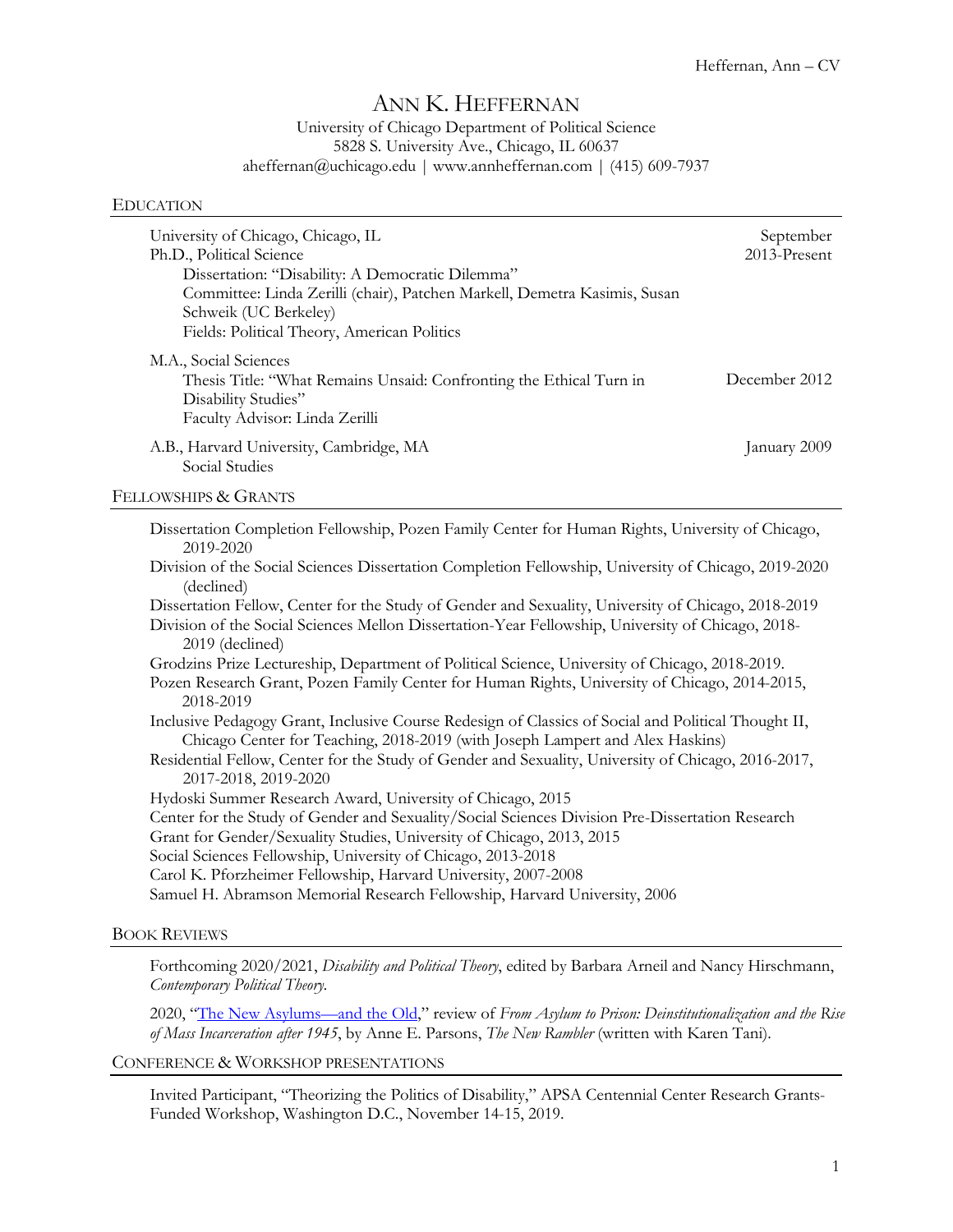# ANN K. HEFFERNAN

University of Chicago Department of Political Science
5828 S. University Ave., Chicago, IL 60637
aheffernan@uchicago.edu | www.annheffernan.com | (415) 609-7937

## EDUCATION

University of Chicago, Chicago, IL — September 2013-Present
Ph.D., Political Science
Dissertation: "Disability: A Democratic Dilemma"
Committee: Linda Zerilli (chair), Patchen Markell, Demetra Kasimis, Susan Schweik (UC Berkeley)
Fields: Political Theory, American Politics

M.A., Social Sciences — December 2012
Thesis Title: "What Remains Unsaid: Confronting the Ethical Turn in Disability Studies"
Faculty Advisor: Linda Zerilli

A.B., Harvard University, Cambridge, MA — January 2009
Social Studies

## FELLOWSHIPS & GRANTS

- Dissertation Completion Fellowship, Pozen Family Center for Human Rights, University of Chicago, 2019-2020
- Division of the Social Sciences Dissertation Completion Fellowship, University of Chicago, 2019-2020 (declined)
- Dissertation Fellow, Center for the Study of Gender and Sexuality, University of Chicago, 2018-2019
- Division of the Social Sciences Mellon Dissertation-Year Fellowship, University of Chicago, 2018-2019 (declined)
- Grodzins Prize Lectureship, Department of Political Science, University of Chicago, 2018-2019.
- Pozen Research Grant, Pozen Family Center for Human Rights, University of Chicago, 2014-2015, 2018-2019
- Inclusive Pedagogy Grant, Inclusive Course Redesign of Classics of Social and Political Thought II, Chicago Center for Teaching, 2018-2019 (with Joseph Lampert and Alex Haskins)
- Residential Fellow, Center for the Study of Gender and Sexuality, University of Chicago, 2016-2017, 2017-2018, 2019-2020
- Hydoski Summer Research Award, University of Chicago, 2015
- Center for the Study of Gender and Sexuality/Social Sciences Division Pre-Dissertation Research Grant for Gender/Sexuality Studies, University of Chicago, 2013, 2015
- Social Sciences Fellowship, University of Chicago, 2013-2018
- Carol K. Pforzheimer Fellowship, Harvard University, 2007-2008
- Samuel H. Abramson Memorial Research Fellowship, Harvard University, 2006

## BOOK REVIEWS

Forthcoming 2020/2021, *Disability and Political Theory*, edited by Barbara Arneil and Nancy Hirschmann, *Contemporary Political Theory.*

2020, "The New Asylums—and the Old," review of *From Asylum to Prison: Deinstitutionalization and the Rise of Mass Incarceration after 1945*, by Anne E. Parsons, *The New Rambler* (written with Karen Tani).

## CONFERENCE & WORKSHOP PRESENTATIONS

Invited Participant, "Theorizing the Politics of Disability," APSA Centennial Center Research Grants-Funded Workshop, Washington D.C., November 14-15, 2019.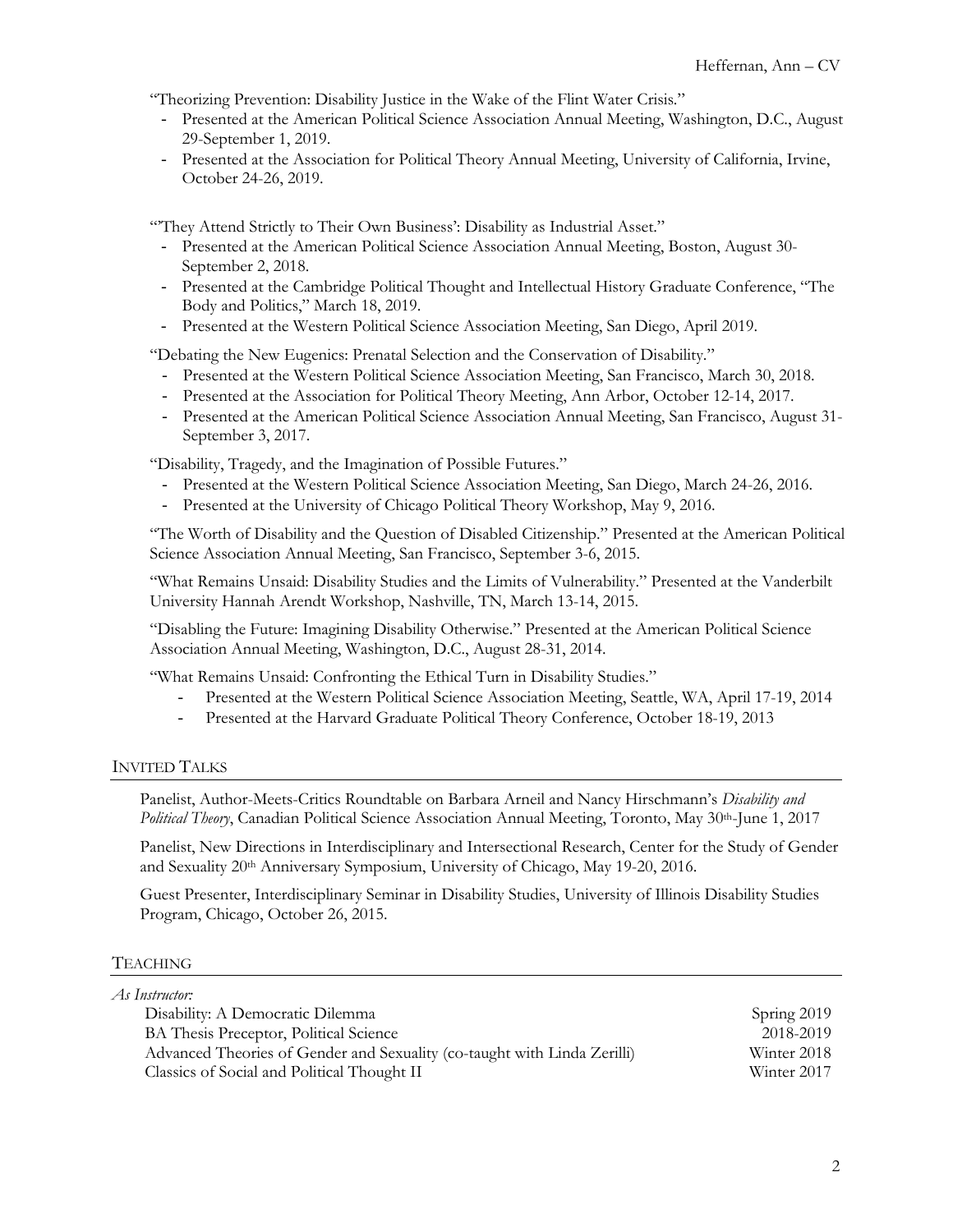"Theorizing Prevention: Disability Justice in the Wake of the Flint Water Crisis."

- Presented at the American Political Science Association Annual Meeting, Washington, D.C., August 29-September 1, 2019.
- Presented at the Association for Political Theory Annual Meeting, University of California, Irvine, October 24-26, 2019.

"'They Attend Strictly to Their Own Business': Disability as Industrial Asset."

- Presented at the American Political Science Association Annual Meeting, Boston, August 30-September 2, 2018.
- Presented at the Cambridge Political Thought and Intellectual History Graduate Conference, "The Body and Politics," March 18, 2019.
- Presented at the Western Political Science Association Meeting, San Diego, April 2019.

"Debating the New Eugenics: Prenatal Selection and the Conservation of Disability."

- Presented at the Western Political Science Association Meeting, San Francisco, March 30, 2018.
- Presented at the Association for Political Theory Meeting, Ann Arbor, October 12-14, 2017.
- Presented at the American Political Science Association Annual Meeting, San Francisco, August 31-September 3, 2017.

"Disability, Tragedy, and the Imagination of Possible Futures."

- Presented at the Western Political Science Association Meeting, San Diego, March 24-26, 2016.
- Presented at the University of Chicago Political Theory Workshop, May 9, 2016.

"The Worth of Disability and the Question of Disabled Citizenship." Presented at the American Political Science Association Annual Meeting, San Francisco, September 3-6, 2015.

"What Remains Unsaid: Disability Studies and the Limits of Vulnerability." Presented at the Vanderbilt University Hannah Arendt Workshop, Nashville, TN, March 13-14, 2015.

"Disabling the Future: Imagining Disability Otherwise." Presented at the American Political Science Association Annual Meeting, Washington, D.C., August 28-31, 2014.

"What Remains Unsaid: Confronting the Ethical Turn in Disability Studies."

- Presented at the Western Political Science Association Meeting, Seattle, WA, April 17-19, 2014
- Presented at the Harvard Graduate Political Theory Conference, October 18-19, 2013

## INVITED TALKS

Panelist, Author-Meets-Critics Roundtable on Barbara Arneil and Nancy Hirschmann's *Disability and Political Theory*, Canadian Political Science Association Annual Meeting, Toronto, May 30th-June 1, 2017

Panelist, New Directions in Interdisciplinary and Intersectional Research, Center for the Study of Gender and Sexuality 20th Anniversary Symposium, University of Chicago, May 19-20, 2016.

Guest Presenter, Interdisciplinary Seminar in Disability Studies, University of Illinois Disability Studies Program, Chicago, October 26, 2015.

## TEACHING

*As Instructor:*

| | |
|---|---|
| Disability: A Democratic Dilemma | Spring 2019 |
| BA Thesis Preceptor, Political Science | 2018-2019 |
| Advanced Theories of Gender and Sexuality (co-taught with Linda Zerilli) | Winter 2018 |
| Classics of Social and Political Thought II | Winter 2017 |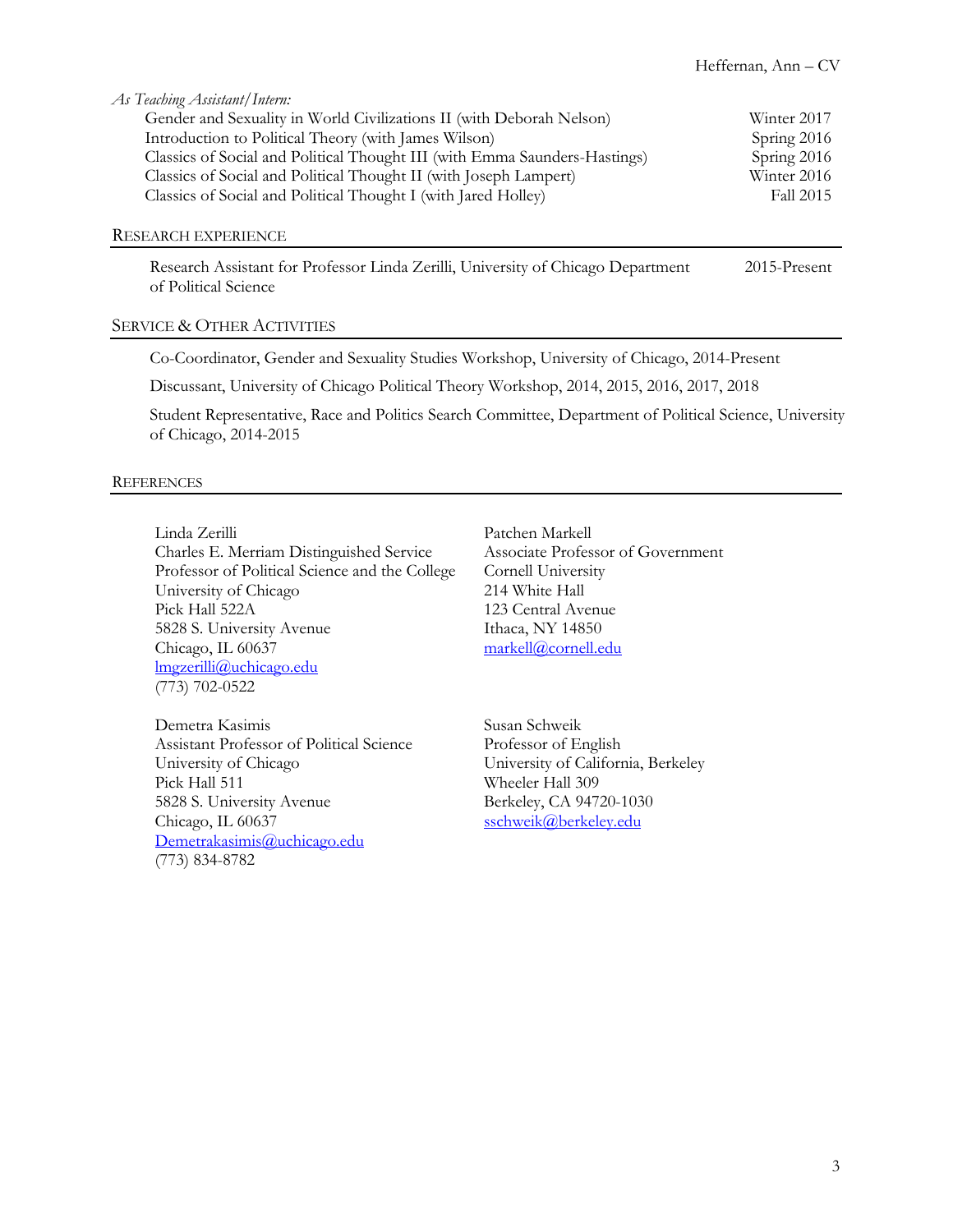*As Teaching Assistant/Intern:*

| | |
|---|---|
| Gender and Sexuality in World Civilizations II (with Deborah Nelson) | Winter 2017 |
| Introduction to Political Theory (with James Wilson) | Spring 2016 |
| Classics of Social and Political Thought III (with Emma Saunders-Hastings) | Spring 2016 |
| Classics of Social and Political Thought II (with Joseph Lampert) | Winter 2016 |
| Classics of Social and Political Thought I (with Jared Holley) | Fall 2015 |

## Research Experience

Research Assistant for Professor Linda Zerilli, University of Chicago Department of Political Science — 2015-Present

## Service & Other Activities

Co-Coordinator, Gender and Sexuality Studies Workshop, University of Chicago, 2014-Present

Discussant, University of Chicago Political Theory Workshop, 2014, 2015, 2016, 2017, 2018

Student Representative, Race and Politics Search Committee, Department of Political Science, University of Chicago, 2014-2015

## References

Linda Zerilli
Charles E. Merriam Distinguished Service Professor of Political Science and the College
University of Chicago
Pick Hall 522A
5828 S. University Avenue
Chicago, IL 60637
lmgzerilli@uchicago.edu
(773) 702-0522

Patchen Markell
Associate Professor of Government
Cornell University
214 White Hall
123 Central Avenue
Ithaca, NY 14850
markell@cornell.edu

Demetra Kasimis
Assistant Professor of Political Science
University of Chicago
Pick Hall 511
5828 S. University Avenue
Chicago, IL 60637
Demetrakasimis@uchicago.edu
(773) 834-8782

Susan Schweik
Professor of English
University of California, Berkeley
Wheeler Hall 309
Berkeley, CA 94720-1030
sschweik@berkeley.edu